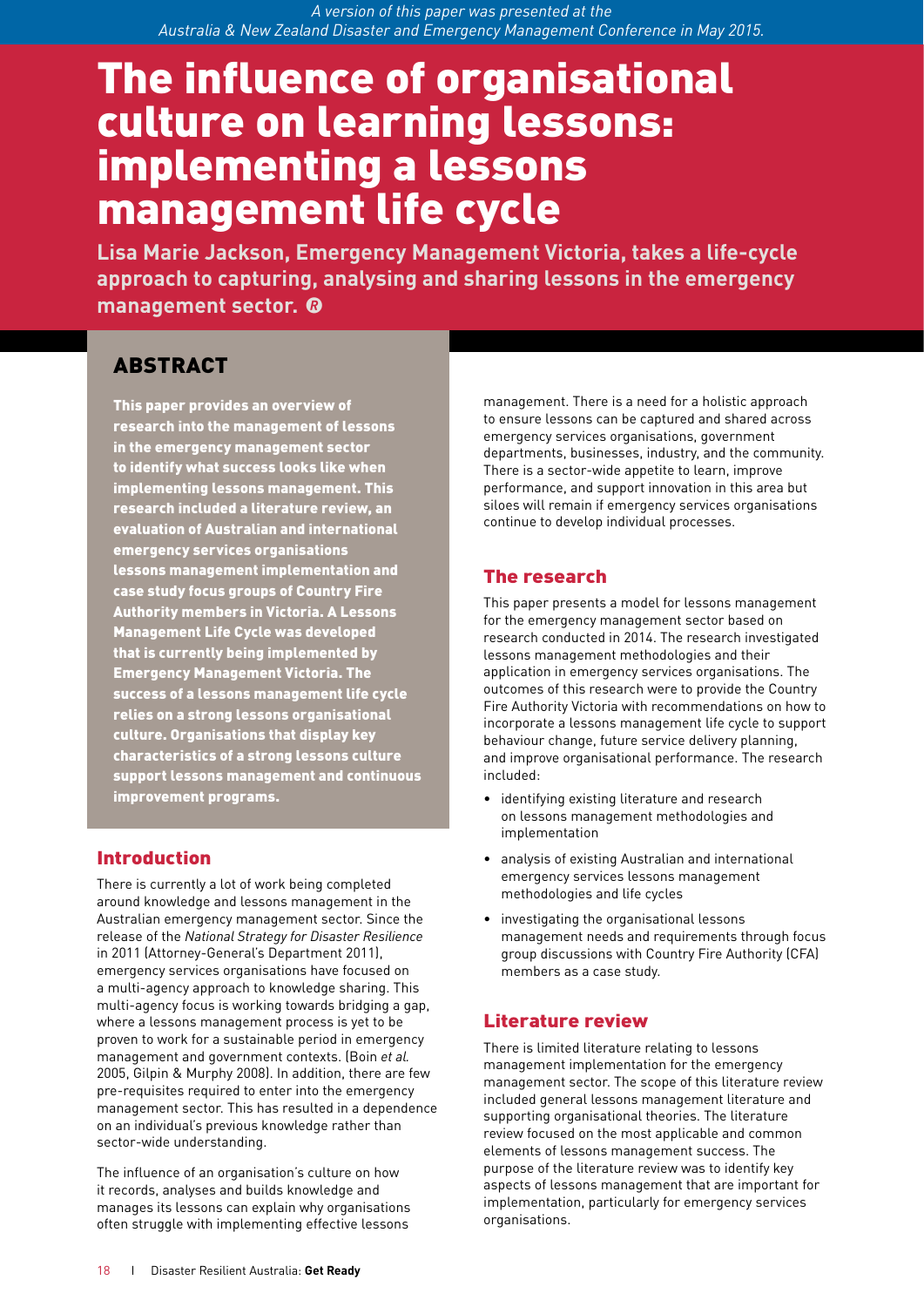A version of this paper was presented at the Australia & New Zealand Disaster and Emergency Management Conference in May 2015.

# The influence of organisational culture on learning lessons: implementing a lessons management life cycle

**Lisa Marie Jackson, Emergency Management Victoria, takes a life-cycle approach to capturing, analysing and sharing lessons in the emergency management sector.** ®

## ABSTRACT

**This paper provides an overview of research into the management of lessons in the emergency management sector to identify what success looks like when implementing lessons management. This research included a literature review, an evaluation of Australian and international emergency services organisations lessons management implementation and case study focus groups of Country Fire Authority members in Victoria. A Lessons Management Life Cycle was developed that is currently being implemented by Emergency Management Victoria. The success of a lessons management life cycle relies on a strong lessons organisational culture. Organisations that display key characteristics of a strong lessons culture support lessons management and continuous improvement programs.**

## Introduction

There is currently a lot of work being completed around knowledge and lessons management in the Australian emergency management sector. Since the release of the *National Strategy for Disaster Resilience* in 2011 (Attorney-General's Department 2011), emergency services organisations have focused on a multi-agency approach to knowledge sharing. This multi-agency focus is working towards bridging a gap, where a lessons management process is yet to be proven to work for a sustainable period in emergency management and government contexts. (Boin *et al.* 2005, Gilpin & Murphy 2008). In addition, there are few pre-requisites required to enter into the emergency management sector. This has resulted in a dependence on an individual's previous knowledge rather than sector-wide understanding.

The influence of an organisation's culture on how it records, analyses and builds knowledge and manages its lessons can explain why organisations often struggle with implementing effective lessons management. There is a need for a holistic approach to ensure lessons can be captured and shared across emergency services organisations, government departments, businesses, industry, and the community. There is a sector-wide appetite to learn, improve performance, and support innovation in this area but siloes will remain if emergency services organisations continue to develop individual processes.

## The research

This paper presents a model for lessons management for the emergency management sector based on research conducted in 2014. The research investigated lessons management methodologies and their application in emergency services organisations. The outcomes of this research were to provide the Country Fire Authority Victoria with recommendations on how to incorporate a lessons management life cycle to support behaviour change, future service delivery planning, and improve organisational performance. The research included:

- identifying existing literature and research on lessons management methodologies and implementation
- analysis of existing Australian and international emergency services lessons management methodologies and life cycles
- investigating the organisational lessons management needs and requirements through focus group discussions with Country Fire Authority (CFA) members as a case study.

## Literature review

There is limited literature relating to lessons management implementation for the emergency management sector. The scope of this literature review included general lessons management literature and supporting organisational theories. The literature review focused on the most applicable and common elements of lessons management. The purpose of the literature review was to identify key aspects of lessons management that are important for implementation, particularly for emergency services organisations.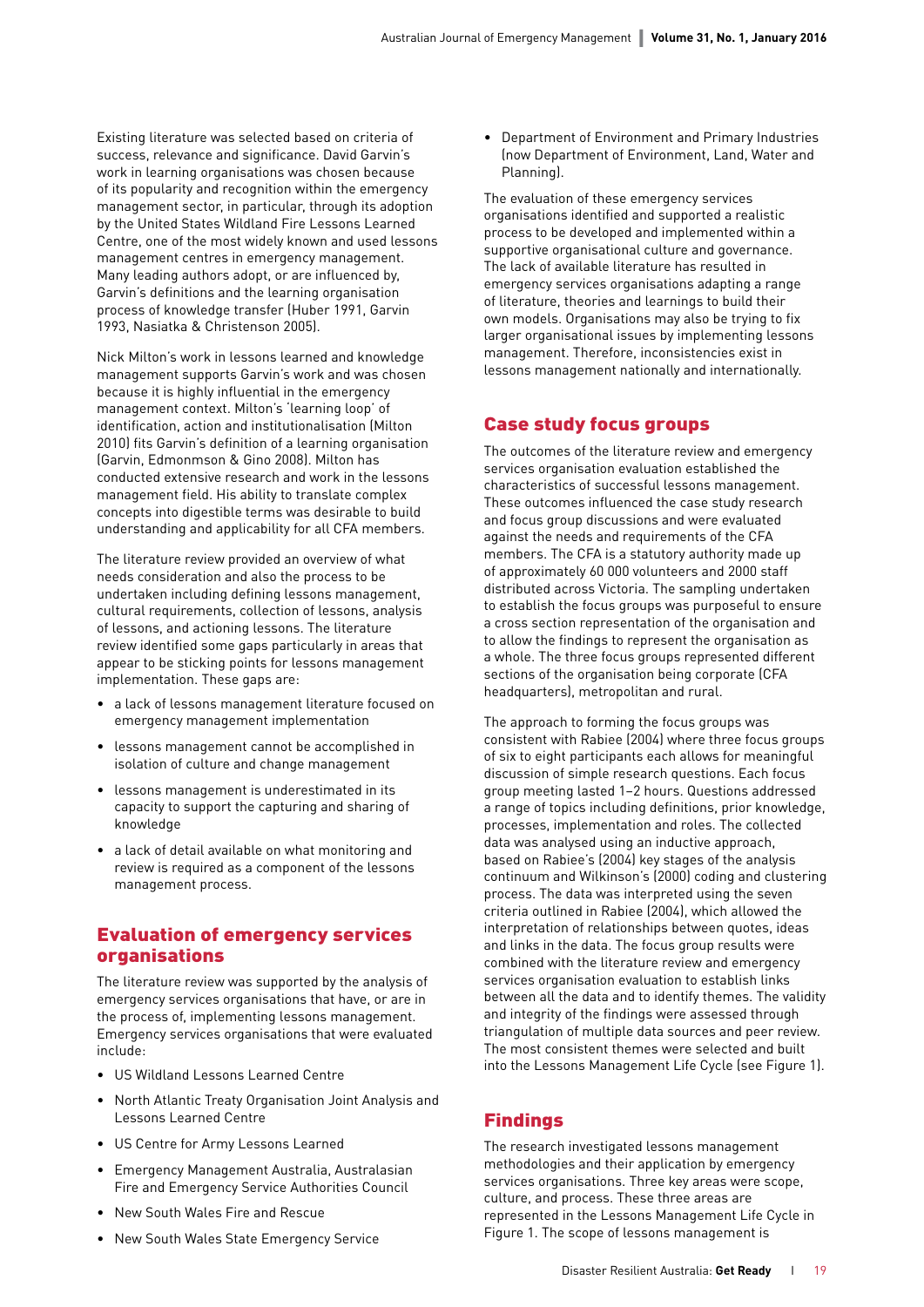Existing literature was selected based on criteria of success, relevance and significance. David Garvin's work in learning organisations was chosen because of its popularity and recognition within the emergency management sector, in particular, through its adoption by the United States Wildland Fire Lessons Learned Centre, one of the most widely known and used lessons management centres in emergency management. Many leading authors adopt, or are influenced by, Garvin's definitions and the learning organisation process of knowledge transfer (Huber 1991, Garvin 1993, Nasiatka & Christenson 2005).

Nick Milton's work in lessons learned and knowledge management supports Garvin's work and was chosen because it is highly influential in the emergency management context. Milton's 'learning loop' of identification, action and institutionalisation (Milton 2010) fits Garvin's definition of a learning organisation (Garvin, Edmonmson & Gino 2008). Milton has conducted extensive research and work in the lessons management field. His ability to translate complex concepts into digestible terms was desirable to build understanding and applicability for all CFA members.

The literature review provided an overview of what needs consideration and also the process to be undertaken including defining lessons management, cultural requirements, collection of lessons, analysis of lessons, and actioning lessons. The literature review identified some gaps particularly in areas that appear to be sticking points for lessons management implementation. These gaps are:

- a lack of lessons management literature focused on emergency management implementation
- lessons management cannot be accomplished in isolation of culture and change management
- lessons management is underestimated in its capacity to support the capturing and sharing of knowledge
- a lack of detail available on what monitoring and review is required as a component of the lessons management process.

## Evaluation of emergency services organisations

The literature review was supported by the analysis of emergency services organisations that have, or are in the process of, implementing lessons management. Emergency services organisations that were evaluated include:

- US Wildland Lessons Learned Centre
- North Atlantic Treaty Organisation Joint Analysis and Lessons Learned Centre
- US Centre for Army Lessons Learned
- Emergency Management Australia, Australasian Fire and Emergency Service Authorities Council
- New South Wales Fire and Rescue
- New South Wales State Emergency Service
- Department of Environment and Primary Industries (now Department of Environment, Land, Water and Planning).

The evaluation of these emergency services organisations identified and supported a realistic process to be developed and implemented within a supportive organisational culture and governance. The lack of available literature has resulted in emergency services organisations adapting a range of literature, theories and learnings to build their own models. Organisations may also be trying to fix larger organisational issues by implementing lessons management. Therefore, inconsistencies exist in lessons management nationally and internationally.

## Case study focus groups

The outcomes of the literature review and emergency services organisation evaluation established the characteristics of successful lessons management. These outcomes influenced the case study research and focus group discussions and were evaluated against the needs and requirements of the CFA members. The CFA is a statutory authority made up of approximately 60 000 volunteers and 2000 staff distributed across Victoria. The sampling undertaken to establish the focus groups was purposeful to ensure a cross section representation of the organisation and to allow the findings to represent the organisation as a whole. The three focus groups represented different sections of the organisation being corporate (CFA headquarters), metropolitan and rural.

The approach to forming the focus groups was consistent with Rabiee (2004) where three focus groups of six to eight participants each allows for meaningful discussion of simple research questions. Each focus group meeting lasted 1–2 hours. Questions addressed a range of topics including definitions, prior knowledge, processes, implementation and roles. The collected data was analysed using an inductive approach, based on Rabiee's (2004) key stages of the analysis continuum and Wilkinson's (2000) coding and clustering process. The data was interpreted using the seven criteria outlined in Rabiee (2004), which allowed the interpretation of relationships between quotes, ideas and links in the data. The focus group results were combined with the literature review and emergency services organisation evaluation to establish links between all the data and to identify themes. The validity and integrity of the findings were assessed through triangulation of multiple data sources and peer review. The most consistent themes were selected and built into the Lessons Management Life Cycle (see Figure 1).

## Findings

The research investigated lessons management methodologies and their application by emergency services organisations. Three key areas were scope, culture, and process. These three areas are represented in the Lessons Management Life Cycle in Figure 1. The scope of lessons management is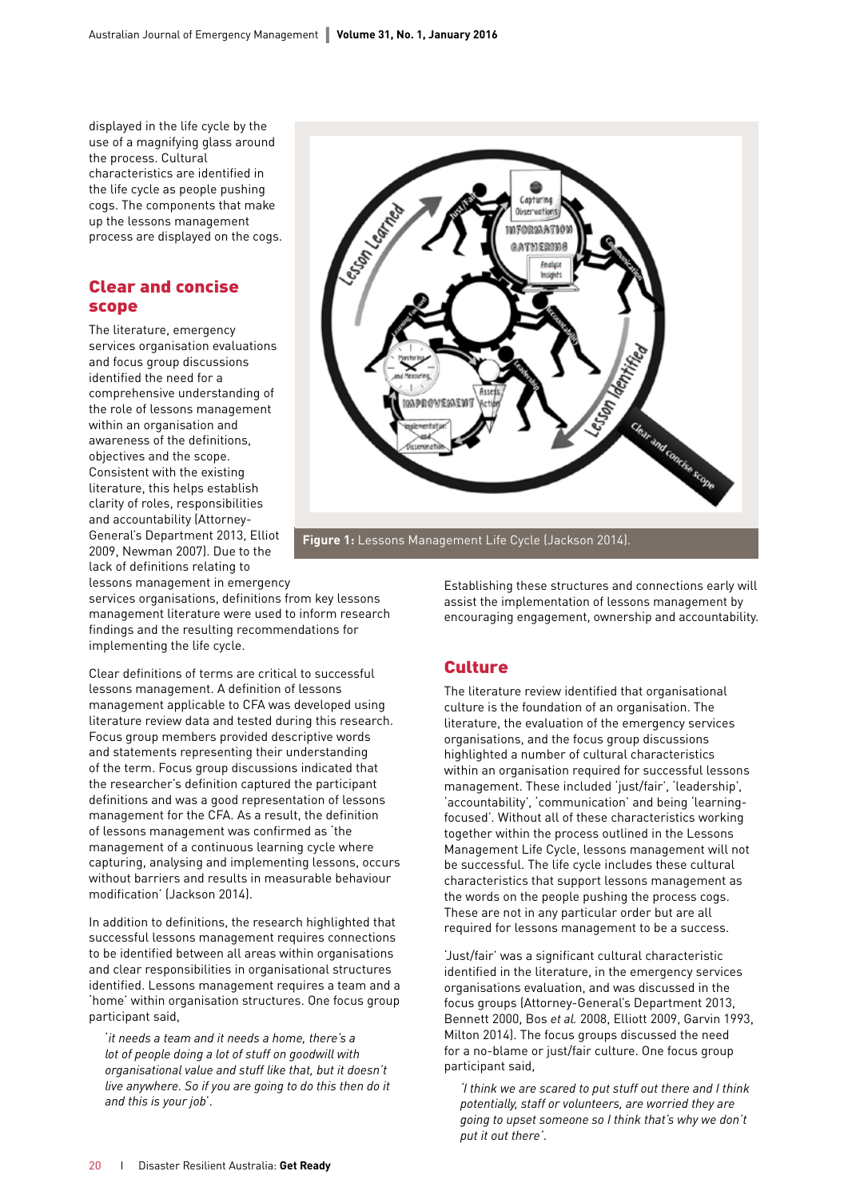displayed in the life cycle by the use of a magnifying glass around the process. Cultural characteristics are identified in the life cycle as people pushing cogs. The components that make up the lessons management process are displayed on the cogs.

## Clear and concise scope

The literature, emergency services organisation evaluations and focus group discussions identified the need for a comprehensive understanding of the role of lessons management within an organisation and awareness of the definitions, objectives and the scope. Consistent with the existing literature, this helps establish clarity of roles, responsibilities and accountability (Attorney-General's Department 2013, Elliot 2009, Newman 2007). Due to the lack of definitions relating to lessons management in emergency services organisations, definitions from key lessons management literature were used to inform research findings and the resulting recommendations for implementing the life cycle.

Clear definitions of terms are critical to successful lessons management. A definition of lessons management applicable to CFA was developed using literature review data and tested during this research. Focus group members provided descriptive words and statements representing their understanding of the term. Focus group discussions indicated that the researcher's definition captured the participant definitions and was a good representation of lessons management for the CFA. As a result, the definition of lessons management was confirmed as 'the management of a continuous learning cycle where capturing, analysing and implementing lessons, occurs without barriers and results in measurable behaviour modification' (Jackson 2014).

In addition to definitions, the research highlighted that successful lessons management requires connections to be identified between all areas within organisations and clear responsibilities in organisational structures identified. Lessons management requires a team and a 'home' within organisation structures. One focus group participant said,

> '*it needs a team and it needs a home, there's a lot of people doing a lot of stuff on goodwill with organisational value and stuff like that, but it doesn't live anywhere. So if you are going to do this then do it and this is your job*'.

**Figure 1:** Lessons Management Life Cycle (Jackson 2014).

Establishing these structures and connections early will assist the implementation of lessons management by encouraging engagement, ownership and accountability.

## Culture

The literature review identified that organisational culture is the foundation of an organisation. The literature, the evaluation of the emergency services organisations, and the focus group discussions highlighted a number of cultural characteristics within an organisation required for successful lessons management. These included 'just/fair', 'leadership', 'accountability', 'communication' and being 'learning-focused'. Without all of these characteristics working together within the process outlined in the Lessons Management Life Cycle, lessons management will not be successful. The life cycle includes these cultural characteristics that support lessons management as the words on the people pushing the process cogs. These are not in any particular order but are all required for lessons management to be a success.

'Just/fair' was a significant cultural characteristic identified in the literature, in the emergency services organisations evaluation, and was discussed in the focus groups (Attorney-General's Department 2013, Bennett 2000, Bos *et al.* 2008, Elliott 2009, Garvin 1993, Milton 2014). The focus groups discussed the need for a no-blame or just/fair culture. One focus group participant said,

> *'I think we are scared to put stuff out there and I think potentially, staff or volunteers, are worried they are going to upset someone so I think that's why we don't put it out there'.*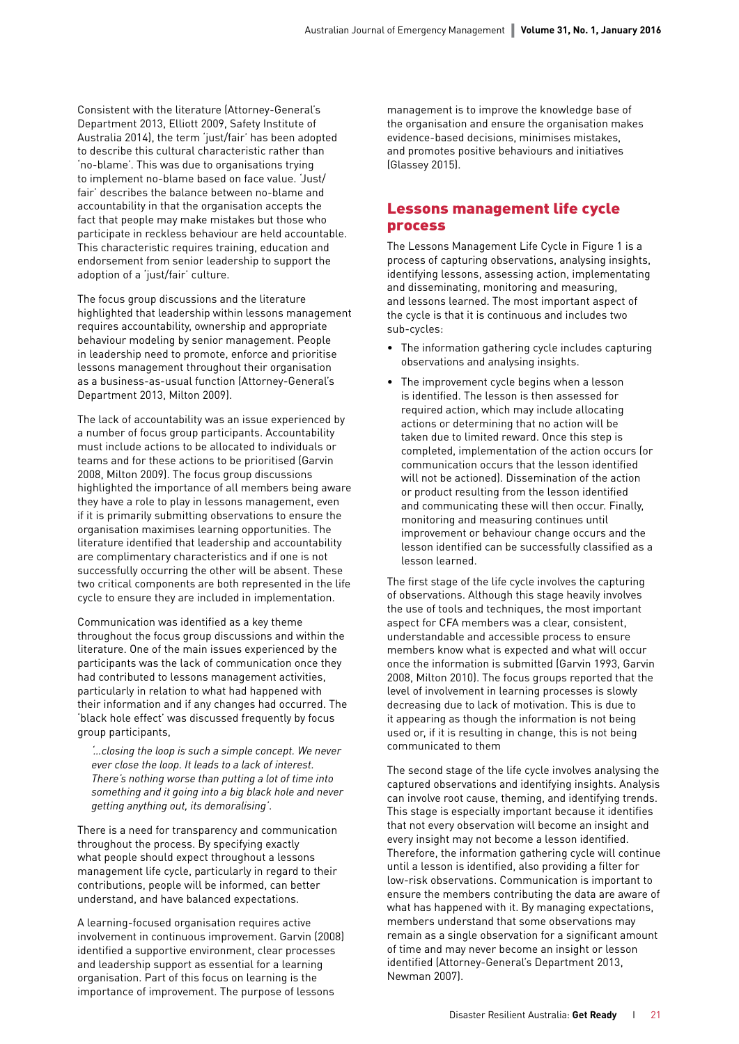Consistent with the literature (Attorney-General's Department 2013, Elliott 2009, Safety Institute of Australia 2014), the term 'just/fair' has been adopted to describe this cultural characteristic rather than 'no-blame'. This was due to organisations trying to implement no-blame based on face value. 'Just/fair' describes the balance between no-blame and accountability in that the organisation accepts the fact that people may make mistakes but those who participate in reckless behaviour are held accountable. This characteristic requires training, education and endorsement from senior leadership to support the adoption of a 'just/fair' culture.

The focus group discussions and the literature highlighted that leadership within lessons management requires accountability, ownership and appropriate behaviour modeling by senior management. People in leadership need to promote, enforce and prioritise lessons management throughout their organisation as a business-as-usual function (Attorney-General's Department 2013, Milton 2009).

The lack of accountability was an issue experienced by a number of focus group participants. Accountability must include actions to be allocated to individuals or teams and for these actions to be prioritised (Garvin 2008, Milton 2009). The focus group discussions highlighted the importance of all members being aware they have a role to play in lessons management, even if it is primarily submitting observations to ensure the organisation maximises learning opportunities. The literature identified that leadership and accountability are complimentary characteristics and if one is not successfully occurring the other will be absent. These two critical components are both represented in the life cycle to ensure they are included in implementation.

Communication was identified as a key theme throughout the focus group discussions and within the literature. One of the main issues experienced by the participants was the lack of communication once they had contributed to lessons management activities, particularly in relation to what had happened with their information and if any changes had occurred. The 'black hole effect' was discussed frequently by focus group participants,

> *'...closing the loop is such a simple concept. We never ever close the loop. It leads to a lack of interest. There's nothing worse than putting a lot of time into something and it going into a big black hole and never getting anything out, its demoralising'.*

There is a need for transparency and communication throughout the process. By specifying exactly what people should expect throughout a lessons management life cycle, particularly in regard to their contributions, people will be informed, can better understand, and have balanced expectations.

A learning-focused organisation requires active involvement in continuous improvement. Garvin (2008) identified a supportive environment, clear processes and leadership support as essential for a learning organisation. Part of this focus on learning is the importance of improvement. The purpose of lessons management is to improve the knowledge base of the organisation and ensure the organisation makes evidence-based decisions, minimises mistakes, and promotes positive behaviours and initiatives (Glassey 2015).

## Lessons management life cycle process

The Lessons Management Life Cycle in Figure 1 is a process of capturing observations, analysing insights, identifying lessons, assessing action, implementing and disseminating, monitoring and measuring, and lessons learned. The most important aspect of the cycle is that it is continuous and includes two sub-cycles:

- The information gathering cycle includes capturing observations and analysing insights.
- The improvement cycle begins when a lesson is identified. The lesson is then assessed for required action, which may include allocating actions or determining that no action will be taken due to limited reward. Once this step is completed, implementation of the action occurs (or communication occurs that the lesson identified will not be actioned). Dissemination of the action or product resulting from the lesson identified and communicating these will then occur. Finally, monitoring and measuring continues until improvement or behaviour change occurs and the lesson identified can be successfully classified as a lesson learned.

The first stage of the life cycle involves the capturing of observations. Although this stage heavily involves the use of tools and techniques, the most important aspect for CFA members was a clear, consistent, understandable and accessible process to ensure members know what is expected and what will occur once the information is submitted (Garvin 1993, Garvin 2008, Milton 2010). The focus groups reported that the level of involvement in learning processes is slowly decreasing due to lack of motivation. This is due to it appearing as though the information is not being used or, if it is resulting in change, this is not being communicated to them

The second stage of the life cycle involves analysing the captured observations and identifying insights. Analysis can involve root cause, theming, and identifying trends. This stage is especially important because it identifies that not every observation will become an insight and every insight may not become a lesson identified. Therefore, the information gathering cycle will continue until a lesson is identified, also providing a filter for low-risk observations. Communication is important to ensure the members contributing the data are aware of what has happened with it. By managing expectations, members understand that some observations may remain as a single observation for a significant amount of time and may never become an insight or lesson identified (Attorney-General's Department 2013, Newman 2007).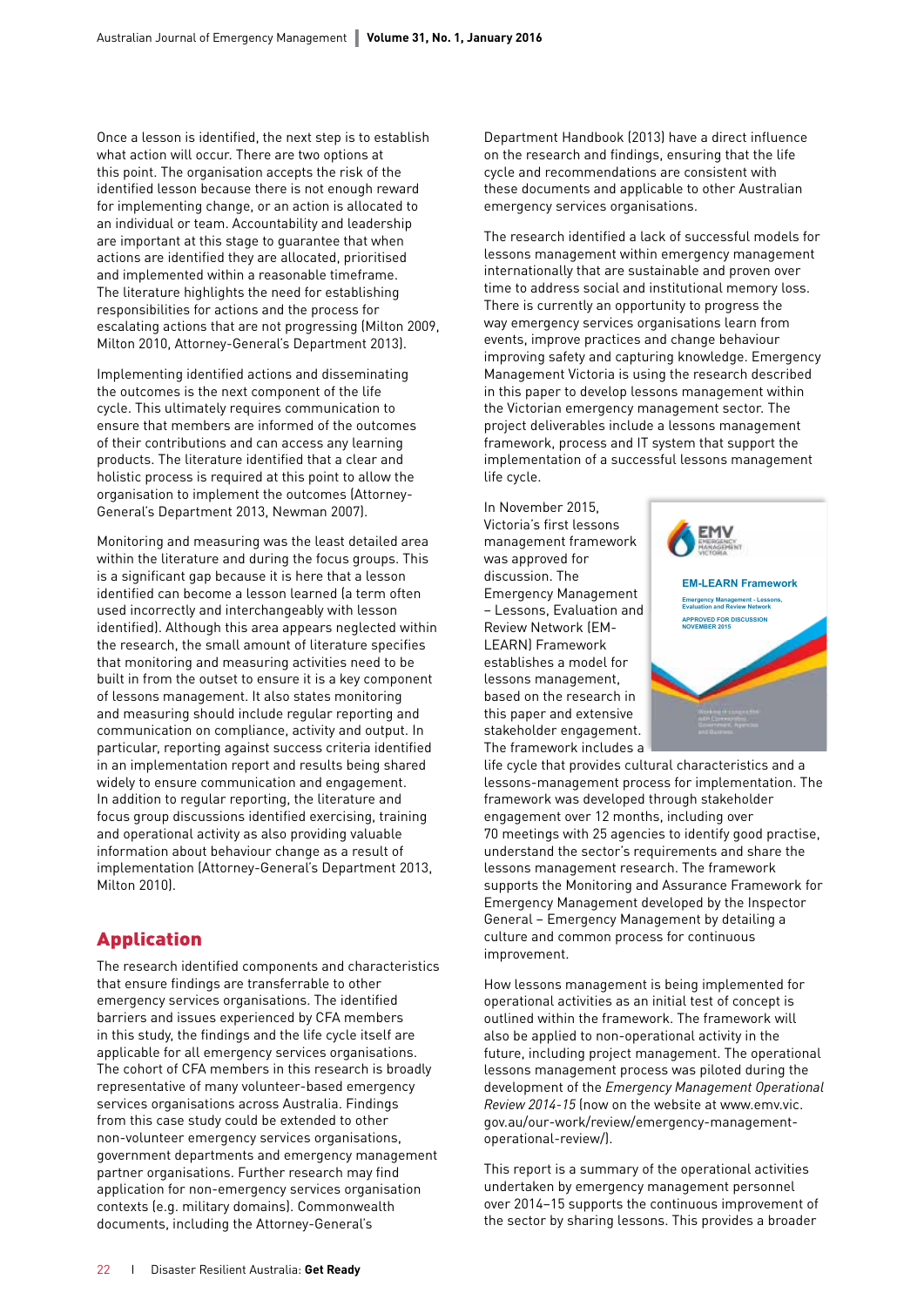Once a lesson is identified, the next step is to establish what action will occur. There are two options at this point. The organisation accepts the risk of the identified lesson because there is not enough reward for implementing change, or an action is allocated to an individual or team. Accountability and leadership are important at this stage to guarantee that when actions are identified they are allocated, prioritised and implemented within a reasonable timeframe. The literature highlights the need for establishing responsibilities for actions and the process for escalating actions that are not progressing (Milton 2009, Milton 2010, Attorney-General's Department 2013).

Implementing identified actions and disseminating the outcomes is the next component of the life cycle. This ultimately requires communication to ensure that members are informed of the outcomes of their contributions and can access any learning products. The literature identified that a clear and holistic process is required at this point to allow the organisation to implement the outcomes (Attorney-General's Department 2013, Newman 2007).

Monitoring and measuring was the least detailed area within the literature and during the focus groups. This is a significant gap because it is here that a lesson identified can become a lesson learned (a term often used incorrectly and interchangeably with lesson identified). Although this area appears neglected within the research, the small amount of literature specifies that monitoring and measuring activities need to be built in from the outset to ensure it is a key component of lessons management. It also states monitoring and measuring should include regular reporting and communication on compliance, activity and output. In particular, reporting against success criteria identified in an implementation report and results being shared widely to ensure communication and engagement. In addition to regular reporting, the literature and focus group discussions identified exercising, training and operational activity as also providing valuable information about behaviour change as a result of implementation (Attorney-General's Department 2013, Milton 2010).

## Application

The research identified components and characteristics that ensure findings are transferrable to other emergency services organisations. The identified barriers and issues experienced by CFA members in this study, the findings and the life cycle itself are applicable for all emergency services organisations. The cohort of CFA members in this research is broadly representative of many volunteer-based emergency services organisations across Australia. Findings from this case study could be extended to other non-volunteer emergency services organisations, government departments and emergency management partner organisations. Further research may find application for non-emergency services organisation contexts (e.g. military domains). Commonwealth documents, including the Attorney-General's Department Handbook (2013) have a direct influence on the research and findings, ensuring that the life cycle and recommendations are consistent with these documents and applicable to other Australian emergency services organisations.

The research identified a lack of successful models for lessons management within emergency management internationally that are sustainable and proven over time to address social and institutional memory loss. There is currently an opportunity to progress the way emergency services organisations learn from events, improve practices and change behaviour improving safety and capturing knowledge. Emergency Management Victoria is using the research described in this paper to develop lessons management within the Victorian emergency management sector. The project deliverables include a lessons management framework, process and IT system that support the implementation of a successful lessons management life cycle.

In November 2015, Victoria's first lessons management framework was approved for discussion. The Emergency Management – Lessons, Evaluation and Review Network (EM-LEARN) Framework establishes a model for lessons management, based on the research in this paper and extensive stakeholder engagement. The framework includes a life cycle that provides cultural characteristics and a lessons-management process for implementation. The framework was developed through stakeholder engagement over 12 months, including over 70 meetings with 25 agencies to identify good practise, understand the sector's requirements and share the lessons management research. The framework supports the Monitoring and Assurance Framework for Emergency Management developed by the Inspector General – Emergency Management by detailing a culture and common process for continuous improvement.

How lessons management is being implemented for operational activities as an initial test of concept is outlined within the framework. The framework will also be applied to non-operational activity in the future, including project management. The operational lessons management process was piloted during the development of the *Emergency Management Operational Review 2014-15* (now on the website at www.emv.vic.gov.au/our-work/review/emergency-management-operational-review/).

This report is a summary of the operational activities undertaken by emergency management personnel over 2014–15 supports the continuous improvement of the sector by sharing lessons. This provides a broader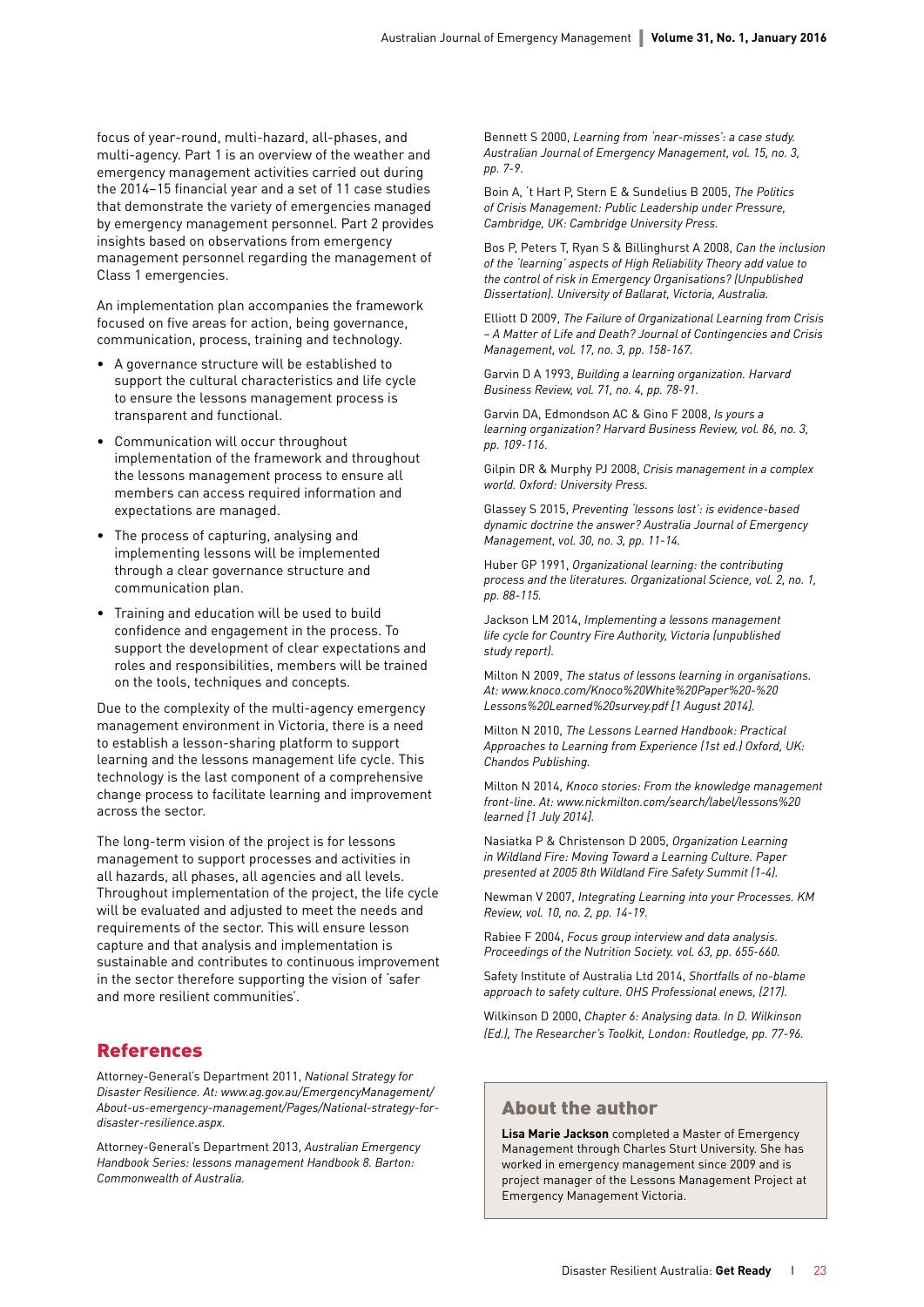focus of year-round, multi-hazard, all-phases, and multi-agency. Part 1 is an overview of the weather and emergency management activities carried out during the 2014–15 financial year and a set of 11 case studies that demonstrate the variety of emergencies managed by emergency management personnel. Part 2 provides insights based on observations from emergency management personnel regarding the management of Class 1 emergencies.

An implementation plan accompanies the framework focused on five areas for action, being governance, communication, process, training and technology.

- A governance structure will be established to support the cultural characteristics and life cycle to ensure the lessons management process is transparent and functional.
- Communication will occur throughout implementation of the framework and throughout the lessons management process to ensure all members can access required information and expectations are managed.
- The process of capturing, analysing and implementing lessons will be implemented through a clear governance structure and communication plan.
- Training and education will be used to build confidence and engagement in the process. To support the development of clear expectations and roles and responsibilities, members will be trained on the tools, techniques and concepts.

Due to the complexity of the multi-agency emergency management environment in Victoria, there is a need to establish a lesson-sharing platform to support learning and the lessons management life cycle. This technology is the last component of a comprehensive change process to facilitate learning and improvement across the sector.

The long-term vision of the project is for lessons management to support processes and activities in all hazards, all phases, all agencies and all levels. Throughout implementation of the project, the life cycle will be evaluated and adjusted to meet the needs and requirements of the sector. This will ensure lesson capture and that analysis and implementation is sustainable and contributes to continuous improvement in the sector therefore supporting the vision of 'safer and more resilient communities'.

## References

Attorney-General's Department 2011, *National Strategy for Disaster Resilience. At: www.ag.gov.au/EmergencyManagement/About-us-emergency-management/Pages/National-strategy-for-disaster-resilience.aspx.*

Attorney-General's Department 2013, *Australian Emergency Handbook Series: lessons management Handbook 8. Barton: Commonwealth of Australia.*

Bennett S 2000, *Learning from 'near-misses': a case study. Australian Journal of Emergency Management, vol. 15, no. 3, pp. 7-9.*

Boin A, 't Hart P, Stern E & Sundelius B 2005, *The Politics of Crisis Management: Public Leadership under Pressure, Cambridge, UK: Cambridge University Press.*

Bos P, Peters T, Ryan S & Billinghurst A 2008, *Can the inclusion of the 'learning' aspects of High Reliability Theory add value to the control of risk in Emergency Organisations? (Unpublished Dissertation). University of Ballarat, Victoria, Australia.*

Elliott D 2009, *The Failure of Organizational Learning from Crisis – A Matter of Life and Death? Journal of Contingencies and Crisis Management, vol. 17, no. 3, pp. 158-167.*

Garvin D A 1993, *Building a learning organization. Harvard Business Review, vol. 71, no. 4, pp. 78-91.*

Garvin DA, Edmondson AC & Gino F 2008, *Is yours a learning organization? Harvard Business Review, vol. 86, no. 3, pp. 109-116.*

Gilpin DR & Murphy PJ 2008, *Crisis management in a complex world. Oxford: University Press.*

Glassey S 2015, *Preventing 'lessons lost': is evidence-based dynamic doctrine the answer? Australia Journal of Emergency Management, vol. 30, no. 3, pp. 11-14.*

Huber GP 1991, *Organizational learning: the contributing process and the literatures. Organizational Science, vol. 2, no. 1, pp. 88-115.*

Jackson LM 2014, *Implementing a lessons management life cycle for Country Fire Authority, Victoria (unpublished study report).*

Milton N 2009, *The status of lessons learning in organisations. At: www.knoco.com/Knoco%20White%20Paper%20-%20Lessons%20Learned%20survey.pdf [1 August 2014].*

Milton N 2010, *The Lessons Learned Handbook: Practical Approaches to Learning from Experience (1st ed.) Oxford, UK: Chandos Publishing.*

Milton N 2014, *Knoco stories: From the knowledge management front-line. At: www.nickmilton.com/search/label/lessons%20learned [1 July 2014].*

Nasiatka P & Christenson D 2005, *Organization Learning in Wildland Fire: Moving Toward a Learning Culture. Paper presented at 2005 8th Wildland Fire Safety Summit (1-4).*

Newman V 2007, *Integrating Learning into your Processes. KM Review, vol. 10, no. 2, pp. 14-19.*

Rabiee F 2004, *Focus group interview and data analysis. Proceedings of the Nutrition Society. vol. 63, pp. 655-660.*

Safety Institute of Australia Ltd 2014, *Shortfalls of no-blame approach to safety culture. OHS Professional enews, (217).*

Wilkinson D 2000, *Chapter 6: Analysing data. In D. Wilkinson (Ed.), The Researcher's Toolkit, London: Routledge, pp. 77-96.*

## About the author

**Lisa Marie Jackson** completed a Master of Emergency Management through Charles Sturt University. She has worked in emergency management since 2009 and is project manager of the Lessons Management Project at Emergency Management Victoria.